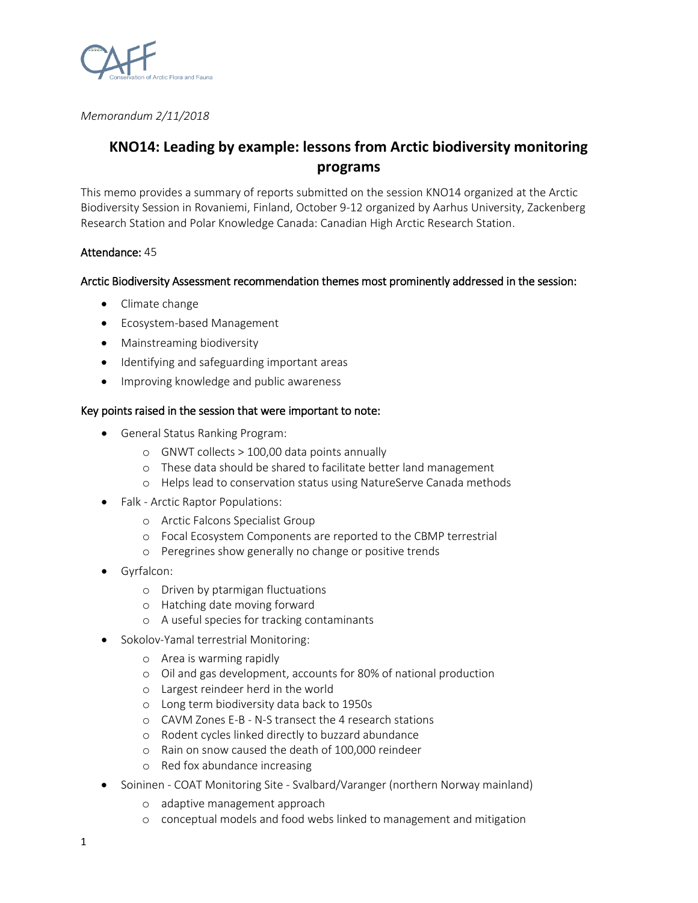CAFF
Conservation of Arctic Flora and Fauna

*Memorandum 2/11/2018*

# KNO14: Leading by example: lessons from Arctic biodiversity monitoring programs

This memo provides a summary of reports submitted on the session KNO14 organized at the Arctic Biodiversity Session in Rovaniemi, Finland, October 9-12 organized by Aarhus University, Zackenberg Research Station and Polar Knowledge Canada: Canadian High Arctic Research Station.

**Attendance:** 45

**Arctic Biodiversity Assessment recommendation themes most prominently addressed in the session:**

- Climate change
- Ecosystem-based Management
- Mainstreaming biodiversity
- Identifying and safeguarding important areas
- Improving knowledge and public awareness

**Key points raised in the session that were important to note:**

- General Status Ranking Program:
  - GNWT collects > 100,00 data points annually
  - These data should be shared to facilitate better land management
  - Helps lead to conservation status using NatureServe Canada methods
- Falk - Arctic Raptor Populations:
  - Arctic Falcons Specialist Group
  - Focal Ecosystem Components are reported to the CBMP terrestrial
  - Peregrines show generally no change or positive trends
- Gyrfalcon:
  - Driven by ptarmigan fluctuations
  - Hatching date moving forward
  - A useful species for tracking contaminants
- Sokolov-Yamal terrestrial Monitoring:
  - Area is warming rapidly
  - Oil and gas development, accounts for 80% of national production
  - Largest reindeer herd in the world
  - Long term biodiversity data back to 1950s
  - CAVM Zones E-B - N-S transect the 4 research stations
  - Rodent cycles linked directly to buzzard abundance
  - Rain on snow caused the death of 100,000 reindeer
  - Red fox abundance increasing
- Soininen - COAT Monitoring Site - Svalbard/Varanger (northern Norway mainland)
  - adaptive management approach
  - conceptual models and food webs linked to management and mitigation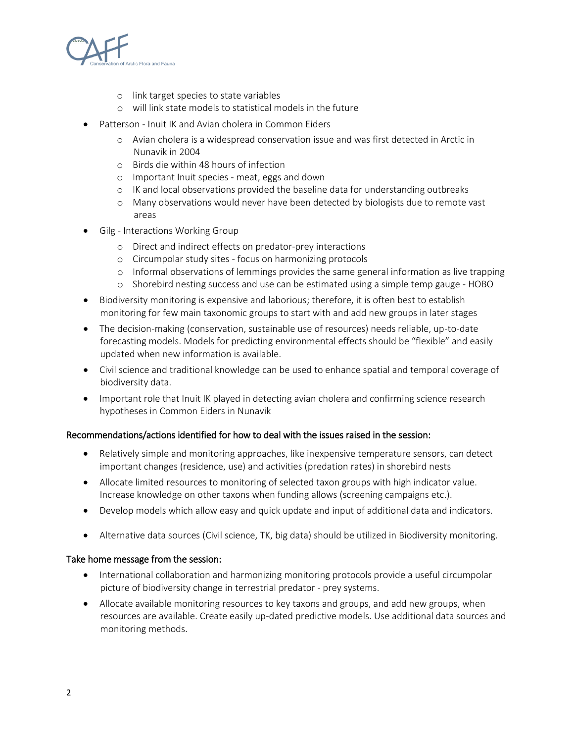- link target species to state variables
    - will link state models to statistical models in the future
- Patterson - Inuit IK and Avian cholera in Common Eiders
    - Avian cholera is a widespread conservation issue and was first detected in Arctic in Nunavik in 2004
    - Birds die within 48 hours of infection
    - Important Inuit species - meat, eggs and down
    - IK and local observations provided the baseline data for understanding outbreaks
    - Many observations would never have been detected by biologists due to remote vast areas
- Gilg - Interactions Working Group
    - Direct and indirect effects on predator-prey interactions
    - Circumpolar study sites - focus on harmonizing protocols
    - Informal observations of lemmings provides the same general information as live trapping
    - Shorebird nesting success and use can be estimated using a simple temp gauge - HOBO
- Biodiversity monitoring is expensive and laborious; therefore, it is often best to establish monitoring for few main taxonomic groups to start with and add new groups in later stages
- The decision-making (conservation, sustainable use of resources) needs reliable, up-to-date forecasting models. Models for predicting environmental effects should be "flexible" and easily updated when new information is available.
- Civil science and traditional knowledge can be used to enhance spatial and temporal coverage of biodiversity data.
- Important role that Inuit IK played in detecting avian cholera and confirming science research hypotheses in Common Eiders in Nunavik

### Recommendations/actions identified for how to deal with the issues raised in the session:

- Relatively simple and monitoring approaches, like inexpensive temperature sensors, can detect important changes (residence, use) and activities (predation rates) in shorebird nests
- Allocate limited resources to monitoring of selected taxon groups with high indicator value. Increase knowledge on other taxons when funding allows (screening campaigns etc.).
- Develop models which allow easy and quick update and input of additional data and indicators.
- Alternative data sources (Civil science, TK, big data) should be utilized in Biodiversity monitoring.

### Take home message from the session:

- International collaboration and harmonizing monitoring protocols provide a useful circumpolar picture of biodiversity change in terrestrial predator - prey systems.
- Allocate available monitoring resources to key taxons and groups, and add new groups, when resources are available. Create easily up-dated predictive models. Use additional data sources and monitoring methods.